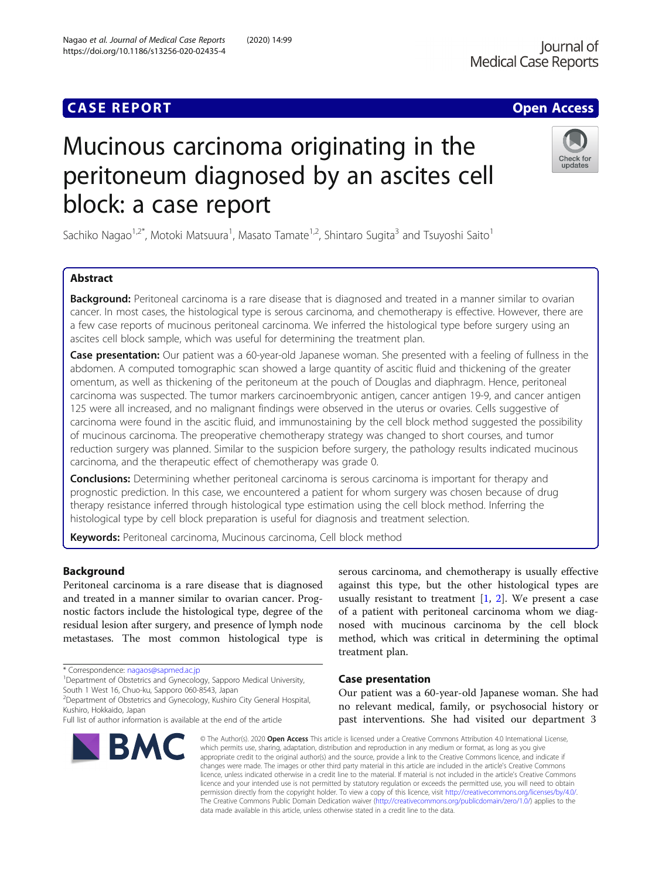CASE REPORT

Open Access

# Mucinous carcinoma originating in the peritoneum diagnosed by an ascites cell block: a case report

Sachiko Nagao[1,2*], Motoki Matsuura[1], Masato Tamate[1,2], Shintaro Sugita[3] and Tsuyoshi Saito[1]

## Abstract

**Background:** Peritoneal carcinoma is a rare disease that is diagnosed and treated in a manner similar to ovarian cancer. In most cases, the histological type is serous carcinoma, and chemotherapy is effective. However, there are a few case reports of mucinous peritoneal carcinoma. We inferred the histological type before surgery using an ascites cell block sample, which was useful for determining the treatment plan.

**Case presentation:** Our patient was a 60-year-old Japanese woman. She presented with a feeling of fullness in the abdomen. A computed tomographic scan showed a large quantity of ascitic fluid and thickening of the greater omentum, as well as thickening of the peritoneum at the pouch of Douglas and diaphragm. Hence, peritoneal carcinoma was suspected. The tumor markers carcinoembryonic antigen, cancer antigen 19-9, and cancer antigen 125 were all increased, and no malignant findings were observed in the uterus or ovaries. Cells suggestive of carcinoma were found in the ascitic fluid, and immunostaining by the cell block method suggested the possibility of mucinous carcinoma. The preoperative chemotherapy strategy was changed to short courses, and tumor reduction surgery was planned. Similar to the suspicion before surgery, the pathology results indicated mucinous carcinoma, and the therapeutic effect of chemotherapy was grade 0.

**Conclusions:** Determining whether peritoneal carcinoma is serous carcinoma is important for therapy and prognostic prediction. In this case, we encountered a patient for whom surgery was chosen because of drug therapy resistance inferred through histological type estimation using the cell block method. Inferring the histological type by cell block preparation is useful for diagnosis and treatment selection.

**Keywords:** Peritoneal carcinoma, Mucinous carcinoma, Cell block method

## Background

Peritoneal carcinoma is a rare disease that is diagnosed and treated in a manner similar to ovarian cancer. Prognostic factors include the histological type, degree of the residual lesion after surgery, and presence of lymph node metastases. The most common histological type is serous carcinoma, and chemotherapy is usually effective against this type, but the other histological types are usually resistant to treatment [1, 2]. We present a case of a patient with peritoneal carcinoma whom we diagnosed with mucinous carcinoma by the cell block method, which was critical in determining the optimal treatment plan.

## Case presentation

Our patient was a 60-year-old Japanese woman. She had no relevant medical, family, or psychosocial history or past interventions. She had visited our department 3

\* Correspondence: nagaos@sapmed.ac.jp

[1]Department of Obstetrics and Gynecology, Sapporo Medical University, South 1 West 16, Chuo-ku, Sapporo 060-8543, Japan

[2]Department of Obstetrics and Gynecology, Kushiro City General Hospital, Kushiro, Hokkaido, Japan

Full list of author information is available at the end of the article

© The Author(s). 2020 **Open Access** This article is licensed under a Creative Commons Attribution 4.0 International License, which permits use, sharing, adaptation, distribution and reproduction in any medium or format, as long as you give appropriate credit to the original author(s) and the source, provide a link to the Creative Commons licence, and indicate if changes were made. The images or other third party material in this article are included in the article's Creative Commons licence, unless indicated otherwise in a credit line to the material. If material is not included in the article's Creative Commons licence and your intended use is not permitted by statutory regulation or exceeds the permitted use, you will need to obtain permission directly from the copyright holder. To view a copy of this licence, visit http://creativecommons.org/licenses/by/4.0/. The Creative Commons Public Domain Dedication waiver (http://creativecommons.org/publicdomain/zero/1.0/) applies to the data made available in this article, unless otherwise stated in a credit line to the data.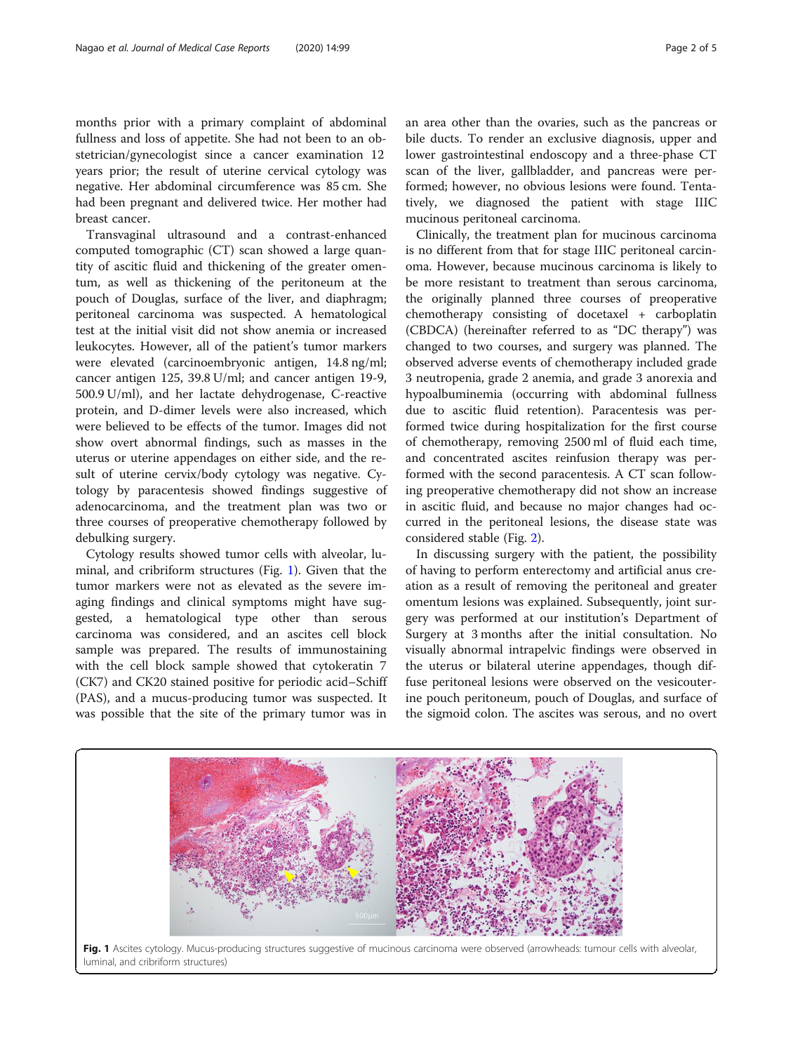months prior with a primary complaint of abdominal fullness and loss of appetite. She had not been to an obstetrician/gynecologist since a cancer examination 12 years prior; the result of uterine cervical cytology was negative. Her abdominal circumference was 85 cm. She had been pregnant and delivered twice. Her mother had breast cancer.

Transvaginal ultrasound and a contrast-enhanced computed tomographic (CT) scan showed a large quantity of ascitic fluid and thickening of the greater omentum, as well as thickening of the peritoneum at the pouch of Douglas, surface of the liver, and diaphragm; peritoneal carcinoma was suspected. A hematological test at the initial visit did not show anemia or increased leukocytes. However, all of the patient's tumor markers were elevated (carcinoembryonic antigen, 14.8 ng/ml; cancer antigen 125, 39.8 U/ml; and cancer antigen 19-9, 500.9 U/ml), and her lactate dehydrogenase, C-reactive protein, and D-dimer levels were also increased, which were believed to be effects of the tumor. Images did not show overt abnormal findings, such as masses in the uterus or uterine appendages on either side, and the result of uterine cervix/body cytology was negative. Cytology by paracentesis showed findings suggestive of adenocarcinoma, and the treatment plan was two or three courses of preoperative chemotherapy followed by debulking surgery.

Cytology results showed tumor cells with alveolar, luminal, and cribriform structures (Fig. 1). Given that the tumor markers were not as elevated as the severe imaging findings and clinical symptoms might have suggested, a hematological type other than serous carcinoma was considered, and an ascites cell block sample was prepared. The results of immunostaining with the cell block sample showed that cytokeratin 7 (CK7) and CK20 stained positive for periodic acid–Schiff (PAS), and a mucus-producing tumor was suspected. It was possible that the site of the primary tumor was in an area other than the ovaries, such as the pancreas or bile ducts. To render an exclusive diagnosis, upper and lower gastrointestinal endoscopy and a three-phase CT scan of the liver, gallbladder, and pancreas were performed; however, no obvious lesions were found. Tentatively, we diagnosed the patient with stage IIIC mucinous peritoneal carcinoma.

Clinically, the treatment plan for mucinous carcinoma is no different from that for stage IIIC peritoneal carcinoma. However, because mucinous carcinoma is likely to be more resistant to treatment than serous carcinoma, the originally planned three courses of preoperative chemotherapy consisting of docetaxel + carboplatin (CBDCA) (hereinafter referred to as "DC therapy") was changed to two courses, and surgery was planned. The observed adverse events of chemotherapy included grade 3 neutropenia, grade 2 anemia, and grade 3 anorexia and hypoalbuminemia (occurring with abdominal fullness due to ascitic fluid retention). Paracentesis was performed twice during hospitalization for the first course of chemotherapy, removing 2500 ml of fluid each time, and concentrated ascites reinfusion therapy was performed with the second paracentesis. A CT scan following preoperative chemotherapy did not show an increase in ascitic fluid, and because no major changes had occurred in the peritoneal lesions, the disease state was considered stable (Fig. 2).

In discussing surgery with the patient, the possibility of having to perform enterectomy and artificial anus creation as a result of removing the peritoneal and greater omentum lesions was explained. Subsequently, joint surgery was performed at our institution's Department of Surgery at 3 months after the initial consultation. No visually abnormal intrapelvic findings were observed in the uterus or bilateral uterine appendages, though diffuse peritoneal lesions were observed on the vesicouterine pouch peritoneum, pouch of Douglas, and surface of the sigmoid colon. The ascites was serous, and no overt

**Fig. 1** Ascites cytology. Mucus-producing structures suggestive of mucinous carcinoma were observed (arrowheads: tumour cells with alveolar, luminal, and cribriform structures)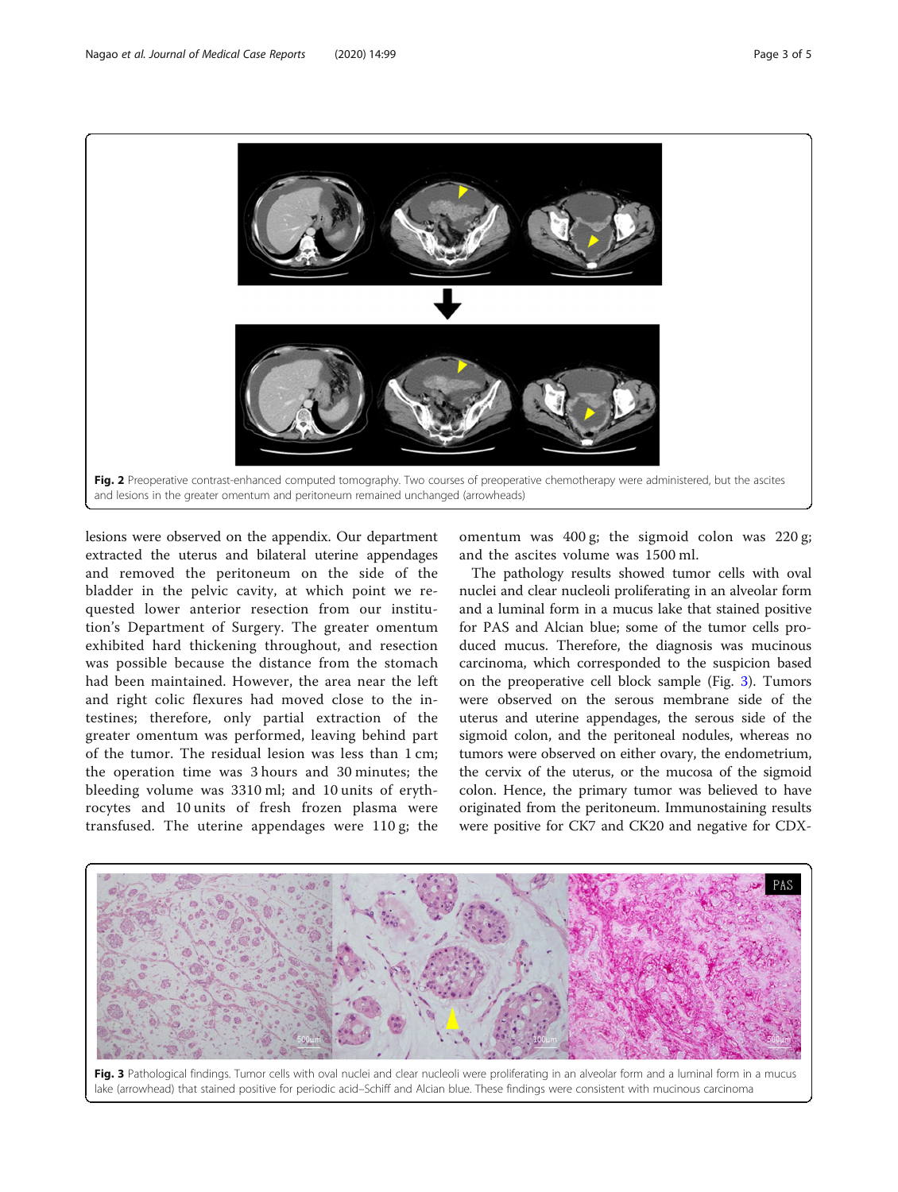Fig. 2 Preoperative contrast-enhanced computed tomography. Two courses of preoperative chemotherapy were administered, but the ascites and lesions in the greater omentum and peritoneum remained unchanged (arrowheads)

lesions were observed on the appendix. Our department extracted the uterus and bilateral uterine appendages and removed the peritoneum on the side of the bladder in the pelvic cavity, at which point we requested lower anterior resection from our institution's Department of Surgery. The greater omentum exhibited hard thickening throughout, and resection was possible because the distance from the stomach had been maintained. However, the area near the left and right colic flexures had moved close to the intestines; therefore, only partial extraction of the greater omentum was performed, leaving behind part of the tumor. The residual lesion was less than 1 cm; the operation time was 3 hours and 30 minutes; the bleeding volume was 3310 ml; and 10 units of erythrocytes and 10 units of fresh frozen plasma were transfused. The uterine appendages were 110 g; the omentum was 400 g; the sigmoid colon was 220 g; and the ascites volume was 1500 ml.

The pathology results showed tumor cells with oval nuclei and clear nucleoli proliferating in an alveolar form and a luminal form in a mucus lake that stained positive for PAS and Alcian blue; some of the tumor cells produced mucus. Therefore, the diagnosis was mucinous carcinoma, which corresponded to the suspicion based on the preoperative cell block sample (Fig. 3). Tumors were observed on the serous membrane side of the uterus and uterine appendages, the serous side of the sigmoid colon, and the peritoneal nodules, whereas no tumors were observed on either ovary, the endometrium, the cervix of the uterus, or the mucosa of the sigmoid colon. Hence, the primary tumor was believed to have originated from the peritoneum. Immunostaining results were positive for CK7 and CK20 and negative for CDX-

Fig. 3 Pathological findings. Tumor cells with oval nuclei and clear nucleoli were proliferating in an alveolar form and a luminal form in a mucus lake (arrowhead) that stained positive for periodic acid–Schiff and Alcian blue. These findings were consistent with mucinous carcinoma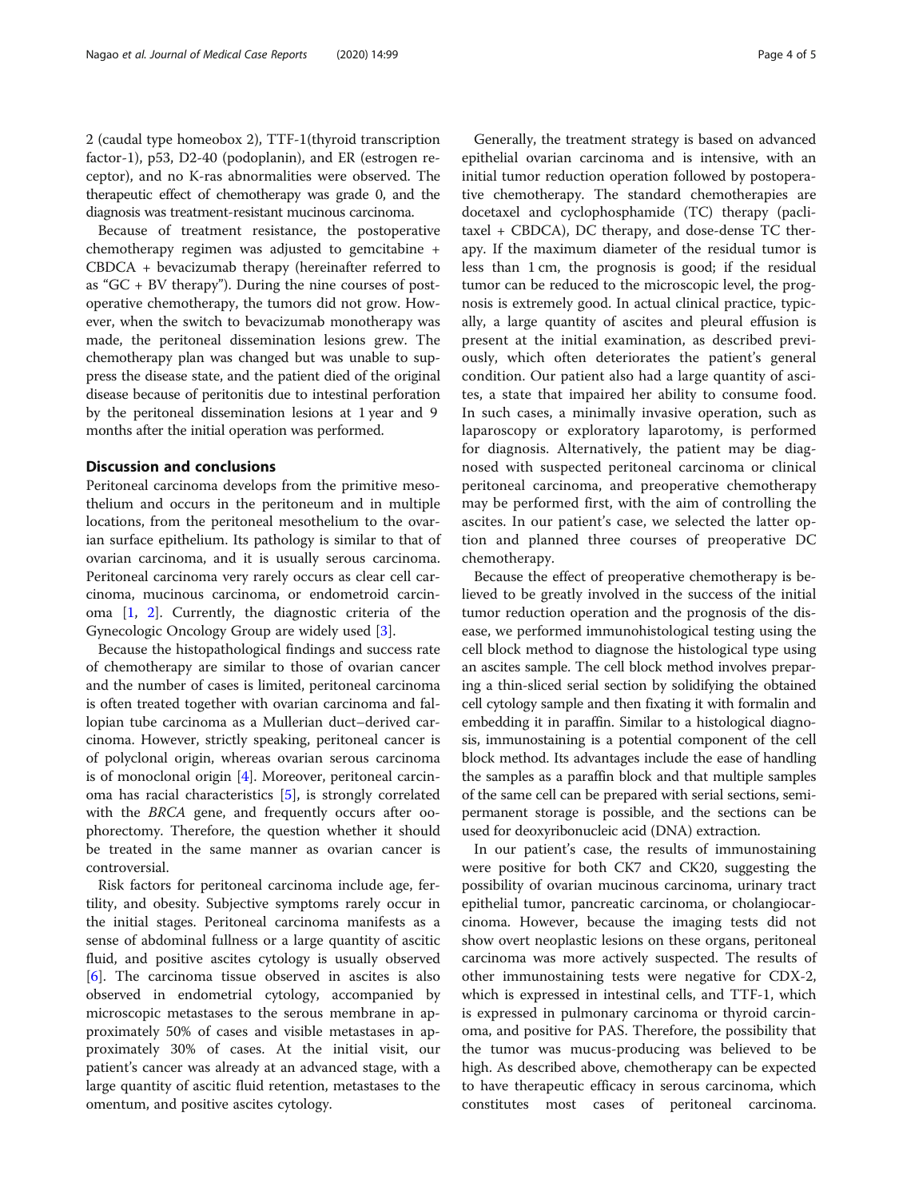2 (caudal type homeobox 2), TTF-1(thyroid transcription factor-1), p53, D2-40 (podoplanin), and ER (estrogen receptor), and no K-ras abnormalities were observed. The therapeutic effect of chemotherapy was grade 0, and the diagnosis was treatment-resistant mucinous carcinoma.

Because of treatment resistance, the postoperative chemotherapy regimen was adjusted to gemcitabine + CBDCA + bevacizumab therapy (hereinafter referred to as "GC + BV therapy"). During the nine courses of postoperative chemotherapy, the tumors did not grow. However, when the switch to bevacizumab monotherapy was made, the peritoneal dissemination lesions grew. The chemotherapy plan was changed but was unable to suppress the disease state, and the patient died of the original disease because of peritonitis due to intestinal perforation by the peritoneal dissemination lesions at 1 year and 9 months after the initial operation was performed.

## Discussion and conclusions

Peritoneal carcinoma develops from the primitive mesothelium and occurs in the peritoneum and in multiple locations, from the peritoneal mesothelium to the ovarian surface epithelium. Its pathology is similar to that of ovarian carcinoma, and it is usually serous carcinoma. Peritoneal carcinoma very rarely occurs as clear cell carcinoma, mucinous carcinoma, or endometroid carcinoma [1, 2]. Currently, the diagnostic criteria of the Gynecologic Oncology Group are widely used [3].

Because the histopathological findings and success rate of chemotherapy are similar to those of ovarian cancer and the number of cases is limited, peritoneal carcinoma is often treated together with ovarian carcinoma and fallopian tube carcinoma as a Mullerian duct–derived carcinoma. However, strictly speaking, peritoneal cancer is of polyclonal origin, whereas ovarian serous carcinoma is of monoclonal origin [4]. Moreover, peritoneal carcinoma has racial characteristics [5], is strongly correlated with the *BRCA* gene, and frequently occurs after oophorectomy. Therefore, the question whether it should be treated in the same manner as ovarian cancer is controversial.

Risk factors for peritoneal carcinoma include age, fertility, and obesity. Subjective symptoms rarely occur in the initial stages. Peritoneal carcinoma manifests as a sense of abdominal fullness or a large quantity of ascitic fluid, and positive ascites cytology is usually observed [6]. The carcinoma tissue observed in ascites is also observed in endometrial cytology, accompanied by microscopic metastases to the serous membrane in approximately 50% of cases and visible metastases in approximately 30% of cases. At the initial visit, our patient's cancer was already at an advanced stage, with a large quantity of ascitic fluid retention, metastases to the omentum, and positive ascites cytology.

Generally, the treatment strategy is based on advanced epithelial ovarian carcinoma and is intensive, with an initial tumor reduction operation followed by postoperative chemotherapy. The standard chemotherapies are docetaxel and cyclophosphamide (TC) therapy (paclitaxel + CBDCA), DC therapy, and dose-dense TC therapy. If the maximum diameter of the residual tumor is less than 1 cm, the prognosis is good; if the residual tumor can be reduced to the microscopic level, the prognosis is extremely good. In actual clinical practice, typically, a large quantity of ascites and pleural effusion is present at the initial examination, as described previously, which often deteriorates the patient's general condition. Our patient also had a large quantity of ascites, a state that impaired her ability to consume food. In such cases, a minimally invasive operation, such as laparoscopy or exploratory laparotomy, is performed for diagnosis. Alternatively, the patient may be diagnosed with suspected peritoneal carcinoma or clinical peritoneal carcinoma, and preoperative chemotherapy may be performed first, with the aim of controlling the ascites. In our patient's case, we selected the latter option and planned three courses of preoperative DC chemotherapy.

Because the effect of preoperative chemotherapy is believed to be greatly involved in the success of the initial tumor reduction operation and the prognosis of the disease, we performed immunohistological testing using the cell block method to diagnose the histological type using an ascites sample. The cell block method involves preparing a thin-sliced serial section by solidifying the obtained cell cytology sample and then fixating it with formalin and embedding it in paraffin. Similar to a histological diagnosis, immunostaining is a potential component of the cell block method. Its advantages include the ease of handling the samples as a paraffin block and that multiple samples of the same cell can be prepared with serial sections, semipermanent storage is possible, and the sections can be used for deoxyribonucleic acid (DNA) extraction.

In our patient's case, the results of immunostaining were positive for both CK7 and CK20, suggesting the possibility of ovarian mucinous carcinoma, urinary tract epithelial tumor, pancreatic carcinoma, or cholangiocarcinoma. However, because the imaging tests did not show overt neoplastic lesions on these organs, peritoneal carcinoma was more actively suspected. The results of other immunostaining tests were negative for CDX-2, which is expressed in intestinal cells, and TTF-1, which is expressed in pulmonary carcinoma or thyroid carcinoma, and positive for PAS. Therefore, the possibility that the tumor was mucus-producing was believed to be high. As described above, chemotherapy can be expected to have therapeutic efficacy in serous carcinoma, which constitutes most cases of peritoneal carcinoma.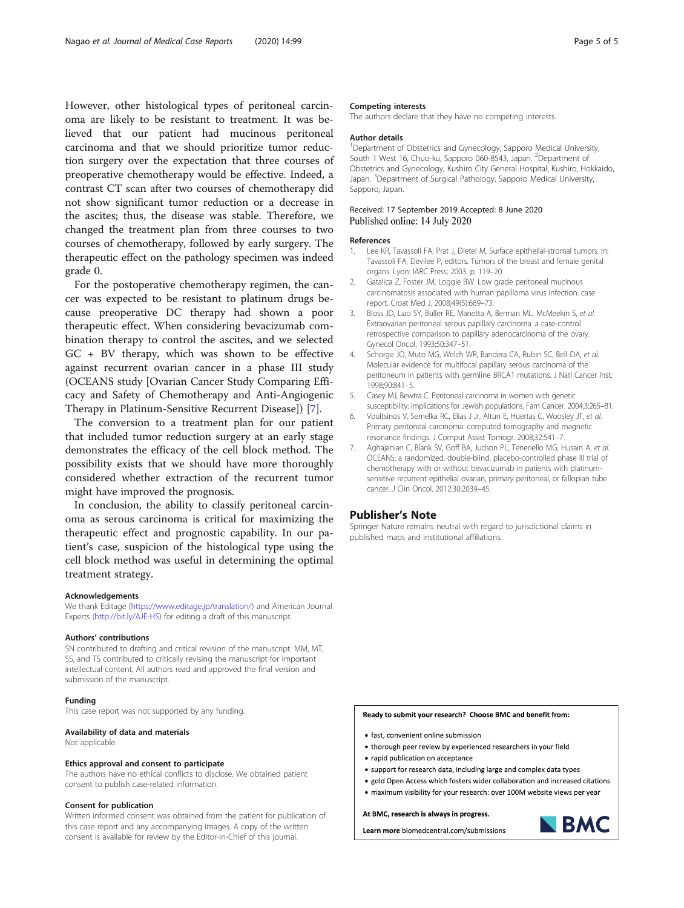However, other histological types of peritoneal carcinoma are likely to be resistant to treatment. It was believed that our patient had mucinous peritoneal carcinoma and that we should prioritize tumor reduction surgery over the expectation that three courses of preoperative chemotherapy would be effective. Indeed, a contrast CT scan after two courses of chemotherapy did not show significant tumor reduction or a decrease in the ascites; thus, the disease was stable. Therefore, we changed the treatment plan from three courses to two courses of chemotherapy, followed by early surgery. The therapeutic effect on the pathology specimen was indeed grade 0.

For the postoperative chemotherapy regimen, the cancer was expected to be resistant to platinum drugs because preoperative DC therapy had shown a poor therapeutic effect. When considering bevacizumab combination therapy to control the ascites, and we selected GC + BV therapy, which was shown to be effective against recurrent ovarian cancer in a phase III study (OCEANS study [Ovarian Cancer Study Comparing Efficacy and Safety of Chemotherapy and Anti-Angiogenic Therapy in Platinum-Sensitive Recurrent Disease]) [7].

The conversion to a treatment plan for our patient that included tumor reduction surgery at an early stage demonstrates the efficacy of the cell block method. The possibility exists that we should have more thoroughly considered whether extraction of the recurrent tumor might have improved the prognosis.

In conclusion, the ability to classify peritoneal carcinoma as serous carcinoma is critical for maximizing the therapeutic effect and prognostic capability. In our patient's case, suspicion of the histological type using the cell block method was useful in determining the optimal treatment strategy.

#### Acknowledgements

We thank Editage (https://www.editage.jp/translation/) and American Journal Experts (http://bit.ly/AJE-HS) for editing a draft of this manuscript.

#### Authors' contributions

SN contributed to drafting and critical revision of the manuscript. MM, MT, SS, and TS contributed to critically revising the manuscript for important intellectual content. All authors read and approved the final version and submission of the manuscript.

#### Funding

This case report was not supported by any funding.

#### Availability of data and materials

Not applicable.

#### Ethics approval and consent to participate

The authors have no ethical conflicts to disclose. We obtained patient consent to publish case-related information.

#### Consent for publication

Written informed consent was obtained from the patient for publication of this case report and any accompanying images. A copy of the written consent is available for review by the Editor-in-Chief of this journal.

#### Competing interests

The authors declare that they have no competing interests.

#### Author details

[1]Department of Obstetrics and Gynecology, Sapporo Medical University, South 1 West 16, Chuo-ku, Sapporo 060-8543, Japan. [2]Department of Obstetrics and Gynecology, Kushiro City General Hospital, Kushiro, Hokkaido, Japan. [3]Department of Surgical Pathology, Sapporo Medical University, Sapporo, Japan.

Received: 17 September 2019 Accepted: 8 June 2020
Published online: 14 July 2020

#### References

1. Lee KR, Tavassoli FA, Prat J, Dietel M. Surface epithelial-stromal tumors. In: Tavassoli FA, Devilee P, editors. Tumors of the breast and female genital organs. Lyon: IARC Press; 2003. p. 119–20.
2. Gatalica Z, Foster JM, Loggie BW. Low grade peritoneal mucinous carcinomatosis associated with human papilloma virus infection: case report. Croat Med J. 2008;49(5):669–73.
3. Bloss JD, Liao SY, Buller RE, Manetta A, Berman ML, McMeekin S, *et al.* Extraovarian peritoneal serous papillary carcinoma: a case-control retrospective comparison to papillary adenocarcinoma of the ovary. Gynecol Oncol. 1993;50:347–51.
4. Schorge JO, Muto MG, Welch WR, Bandera CA, Rubin SC, Bell DA, *et al.* Molecular evidence for multifocal papillary serous carcinoma of the peritoneum in patients with germline BRCA1 mutations. J Natl Cancer Inst. 1998;90:841–5.
5. Casey MJ, Bewtra C. Peritoneal carcinoma in women with genetic susceptibility: implications for Jewish populations. Fam Cancer. 2004;3:265–81.
6. Voultsinos V, Semelka RC, Elias J Jr, Altun E, Huertas C, Woosley JT, *et al.* Primary peritoneal carcinoma: computed tomography and magnetic resonance findings. J Comput Assist Tomogr. 2008;32:541–7.
7. Aghajanian C, Blank SV, Goff BA, Judson PL, Teneriello MG, Husain A, *et al.* OCEANS: a randomized, double-blind, placebo-controlled phase III trial of chemotherapy with or without bevacizumab in patients with platinum-sensitive recurrent epithelial ovarian, primary peritoneal, or fallopian tube cancer. J Clin Oncol. 2012;30:2039–45.

## Publisher's Note

Springer Nature remains neutral with regard to jurisdictional claims in published maps and institutional affiliations.

**Ready to submit your research? Choose BMC and benefit from:**

- fast, convenient online submission
- thorough peer review by experienced researchers in your field
- rapid publication on acceptance
- support for research data, including large and complex data types
- gold Open Access which fosters wider collaboration and increased citations
- maximum visibility for your research: over 100M website views per year

**At BMC, research is always in progress.**

**Learn more** biomedcentral.com/submissions